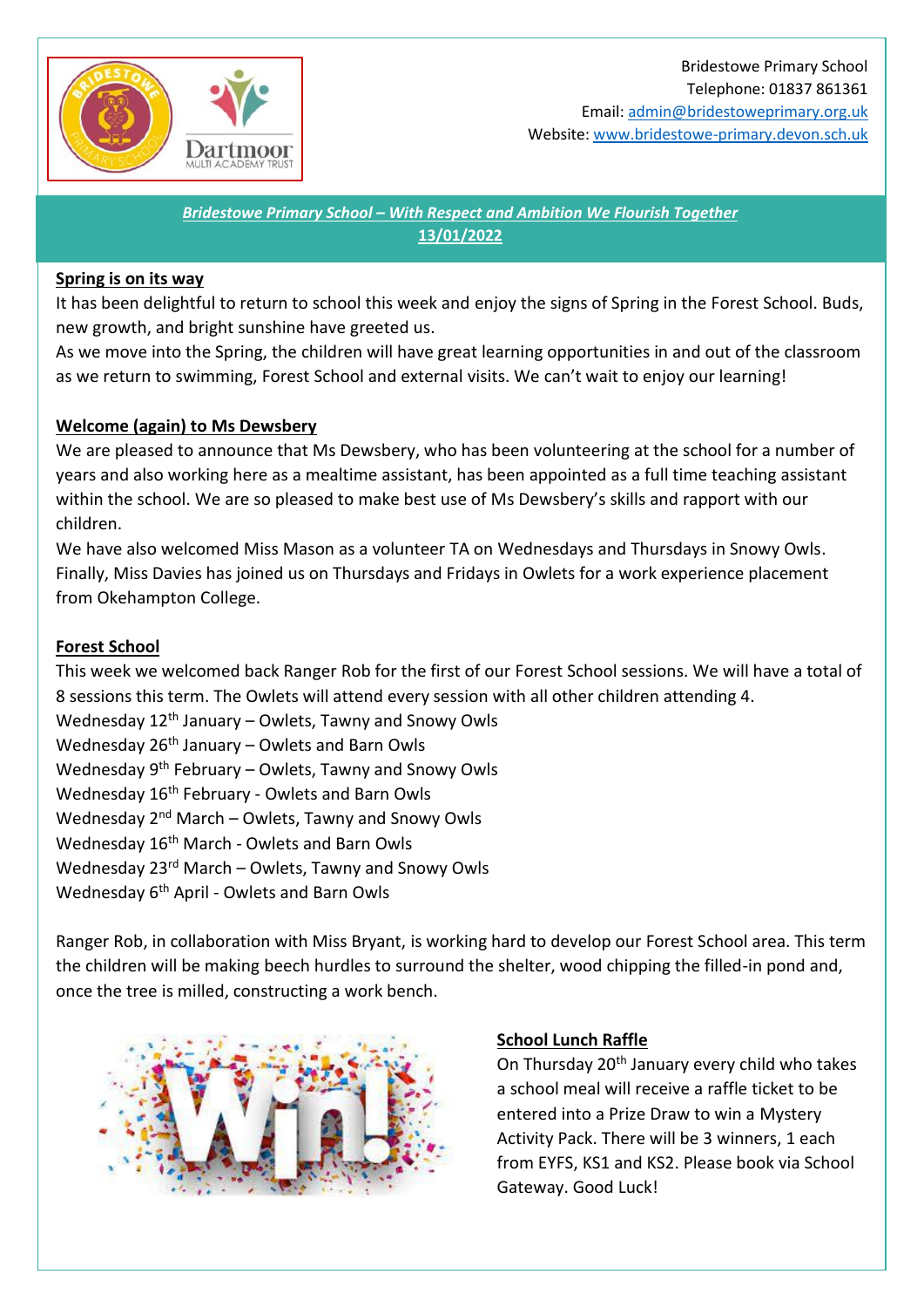Bridestowe Primary School
Telephone: 01837 861361
Email: admin@bridestoweprimary.org.uk
Website: www.bridestowe-primary.devon.sch.uk

***Bridestowe Primary School – With Respect and Ambition We Flourish Together***
**13/01/2022**

## Spring is on its way

It has been delightful to return to school this week and enjoy the signs of Spring in the Forest School. Buds, new growth, and bright sunshine have greeted us.

As we move into the Spring, the children will have great learning opportunities in and out of the classroom as we return to swimming, Forest School and external visits. We can't wait to enjoy our learning!

## Welcome (again) to Ms Dewsbery

We are pleased to announce that Ms Dewsbery, who has been volunteering at the school for a number of years and also working here as a mealtime assistant, has been appointed as a full time teaching assistant within the school. We are so pleased to make best use of Ms Dewsbery's skills and rapport with our children.

We have also welcomed Miss Mason as a volunteer TA on Wednesdays and Thursdays in Snowy Owls. Finally, Miss Davies has joined us on Thursdays and Fridays in Owlets for a work experience placement from Okehampton College.

## Forest School

This week we welcomed back Ranger Rob for the first of our Forest School sessions. We will have a total of 8 sessions this term. The Owlets will attend every session with all other children attending 4.

Wednesday 12th January – Owlets, Tawny and Snowy Owls
Wednesday 26th January – Owlets and Barn Owls
Wednesday 9th February – Owlets, Tawny and Snowy Owls
Wednesday 16th February - Owlets and Barn Owls
Wednesday 2nd March – Owlets, Tawny and Snowy Owls
Wednesday 16th March - Owlets and Barn Owls
Wednesday 23rd March – Owlets, Tawny and Snowy Owls
Wednesday 6th April - Owlets and Barn Owls

Ranger Rob, in collaboration with Miss Bryant, is working hard to develop our Forest School area. This term the children will be making beech hurdles to surround the shelter, wood chipping the filled-in pond and, once the tree is milled, constructing a work bench.

## School Lunch Raffle

On Thursday 20th January every child who takes a school meal will receive a raffle ticket to be entered into a Prize Draw to win a Mystery Activity Pack. There will be 3 winners, 1 each from EYFS, KS1 and KS2. Please book via School Gateway. Good Luck!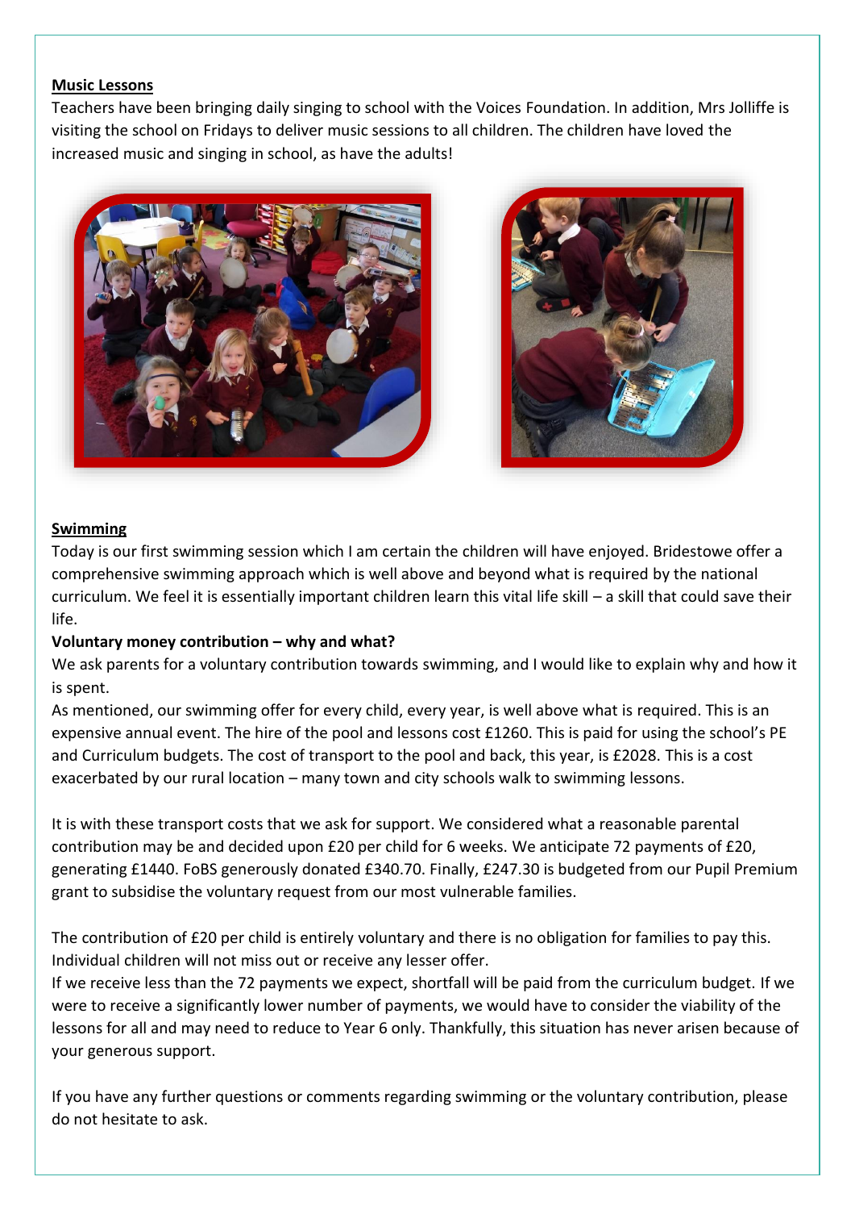**Music Lessons**

Teachers have been bringing daily singing to school with the Voices Foundation. In addition, Mrs Jolliffe is visiting the school on Fridays to deliver music sessions to all children. The children have loved the increased music and singing in school, as have the adults!

**Swimming**

Today is our first swimming session which I am certain the children will have enjoyed. Bridestowe offer a comprehensive swimming approach which is well above and beyond what is required by the national curriculum. We feel it is essentially important children learn this vital life skill – a skill that could save their life.

**Voluntary money contribution – why and what?**

We ask parents for a voluntary contribution towards swimming, and I would like to explain why and how it is spent.

As mentioned, our swimming offer for every child, every year, is well above what is required. This is an expensive annual event. The hire of the pool and lessons cost £1260. This is paid for using the school's PE and Curriculum budgets. The cost of transport to the pool and back, this year, is £2028. This is a cost exacerbated by our rural location – many town and city schools walk to swimming lessons.

It is with these transport costs that we ask for support. We considered what a reasonable parental contribution may be and decided upon £20 per child for 6 weeks. We anticipate 72 payments of £20, generating £1440. FoBS generously donated £340.70. Finally, £247.30 is budgeted from our Pupil Premium grant to subsidise the voluntary request from our most vulnerable families.

The contribution of £20 per child is entirely voluntary and there is no obligation for families to pay this. Individual children will not miss out or receive any lesser offer.

If we receive less than the 72 payments we expect, shortfall will be paid from the curriculum budget. If we were to receive a significantly lower number of payments, we would have to consider the viability of the lessons for all and may need to reduce to Year 6 only. Thankfully, this situation has never arisen because of your generous support.

If you have any further questions or comments regarding swimming or the voluntary contribution, please do not hesitate to ask.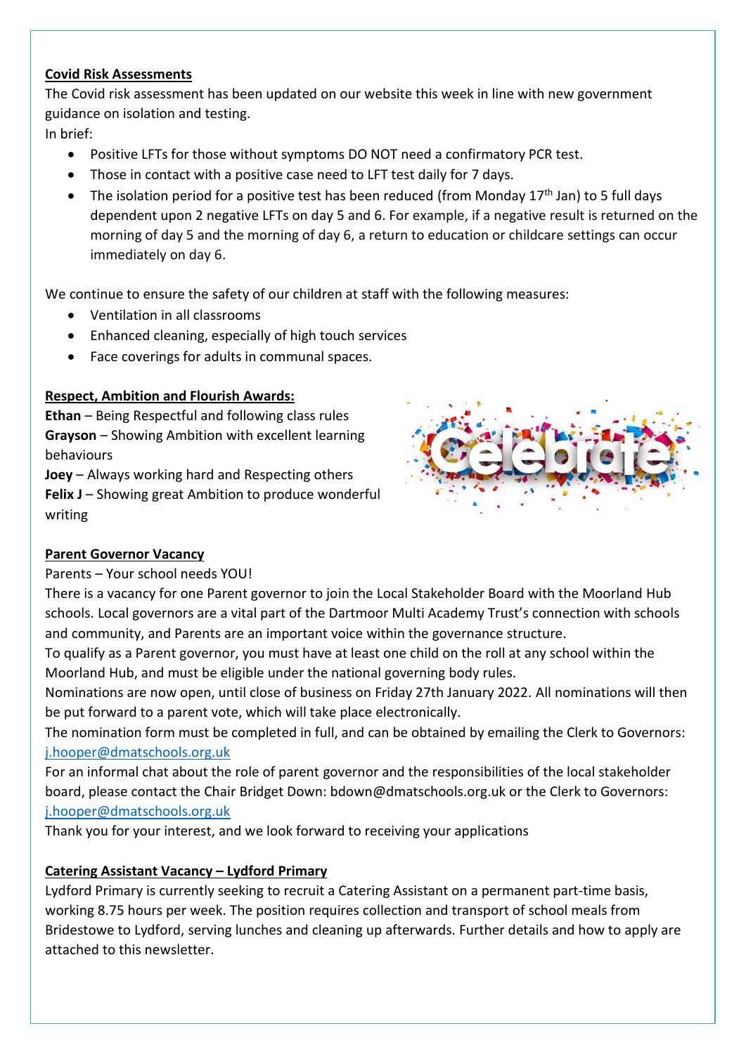**Covid Risk Assessments**

The Covid risk assessment has been updated on our website this week in line with new government guidance on isolation and testing.

In brief:

- Positive LFTs for those without symptoms DO NOT need a confirmatory PCR test.
- Those in contact with a positive case need to LFT test daily for 7 days.
- The isolation period for a positive test has been reduced (from Monday 17th Jan) to 5 full days dependent upon 2 negative LFTs on day 5 and 6. For example, if a negative result is returned on the morning of day 5 and the morning of day 6, a return to education or childcare settings can occur immediately on day 6.

We continue to ensure the safety of our children at staff with the following measures:

- Ventilation in all classrooms
- Enhanced cleaning, especially of high touch services
- Face coverings for adults in communal spaces.

**Respect, Ambition and Flourish Awards:**

**Ethan** – Being Respectful and following class rules
**Grayson** – Showing Ambition with excellent learning behaviours
**Joey** – Always working hard and Respecting others
**Felix J** – Showing great Ambition to produce wonderful writing

**Parent Governor Vacancy**

Parents – Your school needs YOU!

There is a vacancy for one Parent governor to join the Local Stakeholder Board with the Moorland Hub schools. Local governors are a vital part of the Dartmoor Multi Academy Trust's connection with schools and community, and Parents are an important voice within the governance structure.

To qualify as a Parent governor, you must have at least one child on the roll at any school within the Moorland Hub, and must be eligible under the national governing body rules.

Nominations are now open, until close of business on Friday 27th January 2022. All nominations will then be put forward to a parent vote, which will take place electronically.

The nomination form must be completed in full, and can be obtained by emailing the Clerk to Governors: j.hooper@dmatschools.org.uk

For an informal chat about the role of parent governor and the responsibilities of the local stakeholder board, please contact the Chair Bridget Down: bdown@dmatschools.org.uk or the Clerk to Governors: j.hooper@dmatschools.org.uk

Thank you for your interest, and we look forward to receiving your applications

**Catering Assistant Vacancy – Lydford Primary**

Lydford Primary is currently seeking to recruit a Catering Assistant on a permanent part-time basis, working 8.75 hours per week. The position requires collection and transport of school meals from Bridestowe to Lydford, serving lunches and cleaning up afterwards. Further details and how to apply are attached to this newsletter.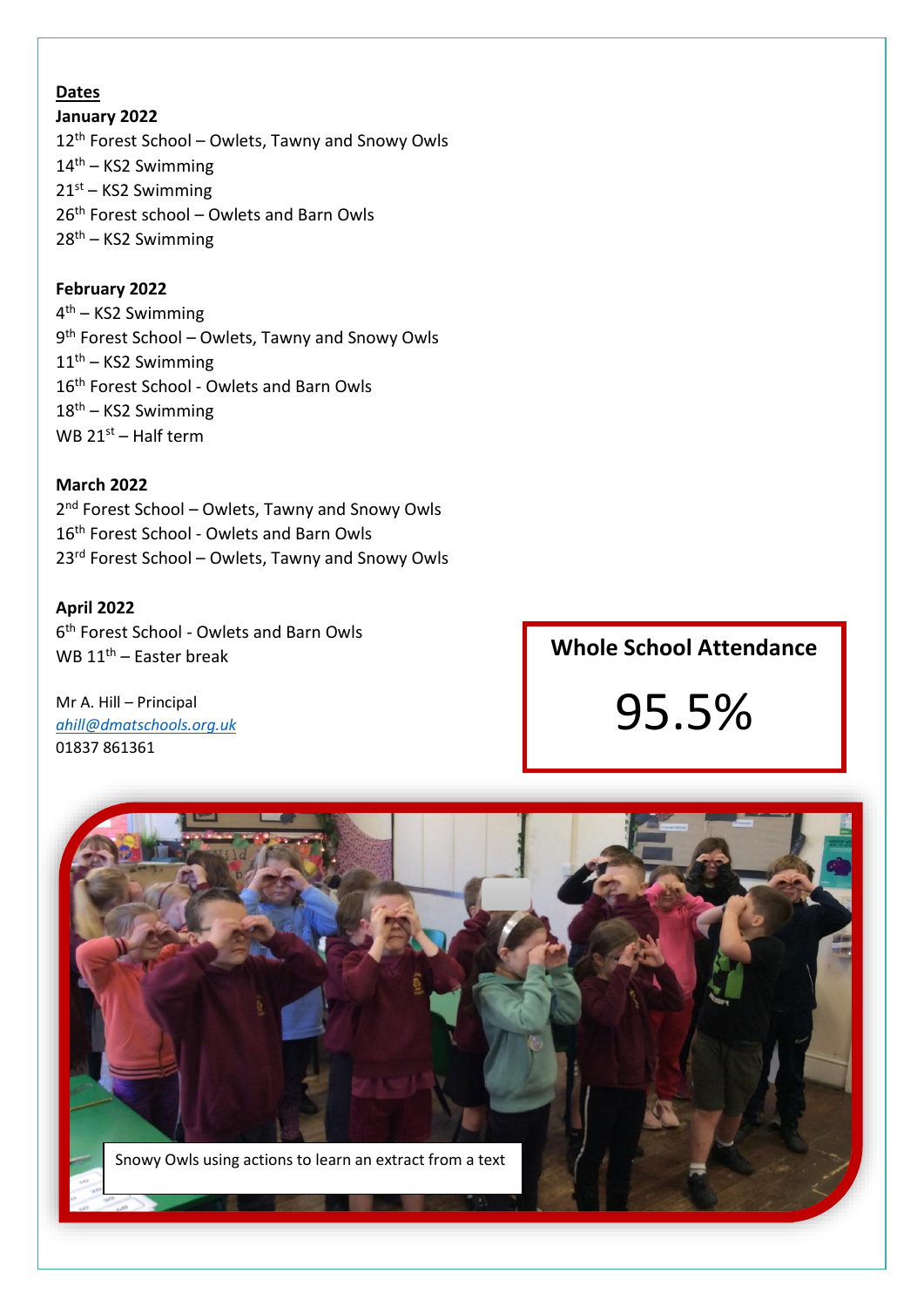## Dates

**January 2022**

12th Forest School – Owlets, Tawny and Snowy Owls
14th – KS2 Swimming
21st – KS2 Swimming
26th Forest school – Owlets and Barn Owls
28th – KS2 Swimming

**February 2022**

4th – KS2 Swimming
9th Forest School – Owlets, Tawny and Snowy Owls
11th – KS2 Swimming
16th Forest School - Owlets and Barn Owls
18th – KS2 Swimming
WB 21st – Half term

**March 2022**

2nd Forest School – Owlets, Tawny and Snowy Owls
16th Forest School - Owlets and Barn Owls
23rd Forest School – Owlets, Tawny and Snowy Owls

**April 2022**

6th Forest School - Owlets and Barn Owls
WB 11th – Easter break

Mr A. Hill – Principal
*ahill@dmatschools.org.uk*
01837 861361

**Whole School Attendance**

95.5%

Snowy Owls using actions to learn an extract from a text